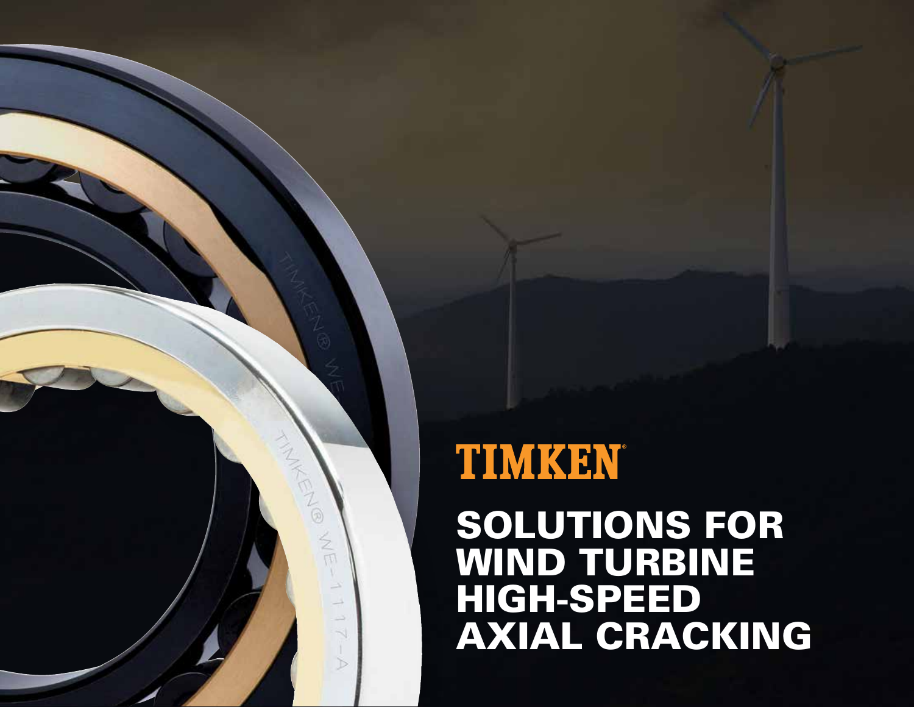TIMKEN

# SOLUTIONS FOR WIND TURBINE HIGH-SPEED AXIAL CRACKING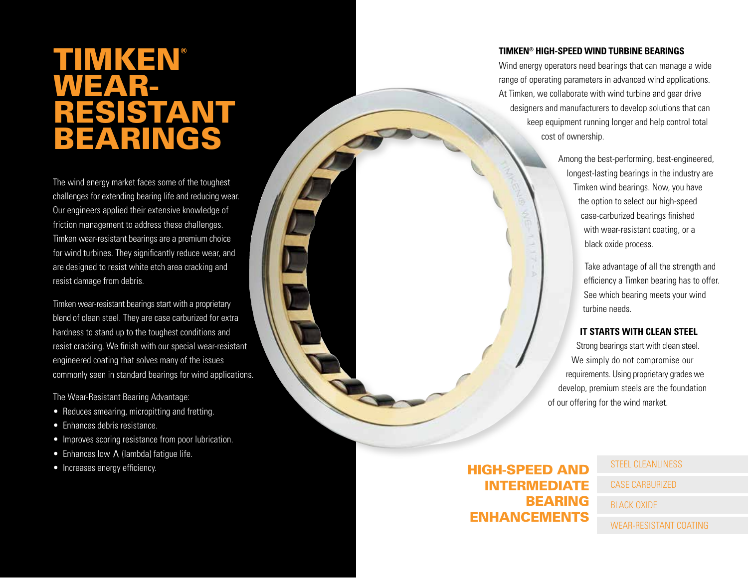# TIMKEN® WEAR-RESISTANT BEARINGS

The wind energy market faces some of the toughest challenges for extending bearing life and reducing wear. Our engineers applied their extensive knowledge of friction management to address these challenges. Timken wear-resistant bearings are a premium choice for wind turbines. They significantly reduce wear, and are designed to resist white etch area cracking and resist damage from debris.

Timken wear-resistant bearings start with a proprietary blend of clean steel. They are case carburized for extra hardness to stand up to the toughest conditions and resist cracking. We finish with our special wear-resistant engineered coating that solves many of the issues commonly seen in standard bearings for wind applications.

The Wear-Resistant Bearing Advantage:

- Reduces smearing, micropitting and fretting.
- Enhances debris resistance.
- Improves scoring resistance from poor lubrication.
- Enhances low Λ (lambda) fatigue life.
- Increases energy efficiency.

### TIMKEN® HIGH-SPEED WIND TURBINE BEARINGS

Wind energy operators need bearings that can manage a wide range of operating parameters in advanced wind applications. At Timken, we collaborate with wind turbine and gear drive designers and manufacturers to develop solutions that can keep equipment running longer and help control total cost of ownership.

Among the best-performing, best-engineered, longest-lasting bearings in the industry are Timken wind bearings. Now, you have the option to select our high-speed case-carburized bearings finished with wear-resistant coating, or a black oxide process.

Take advantage of all the strength and efficiency a Timken bearing has to offer. See which bearing meets your wind turbine needs.

### IT STARTS WITH CLEAN STEEL

Strong bearings start with clean steel. We simply do not compromise our requirements. Using proprietary grades we develop, premium steels are the foundation of our offering for the wind market.

## HIGH-SPEED AND INTERMEDIATE BEARING ENHANCEMENTS

- STEEL CLEANLINESS
- CASE CARBURIZED
- BLACK OXIDE
- WEAR-RESISTANT COATING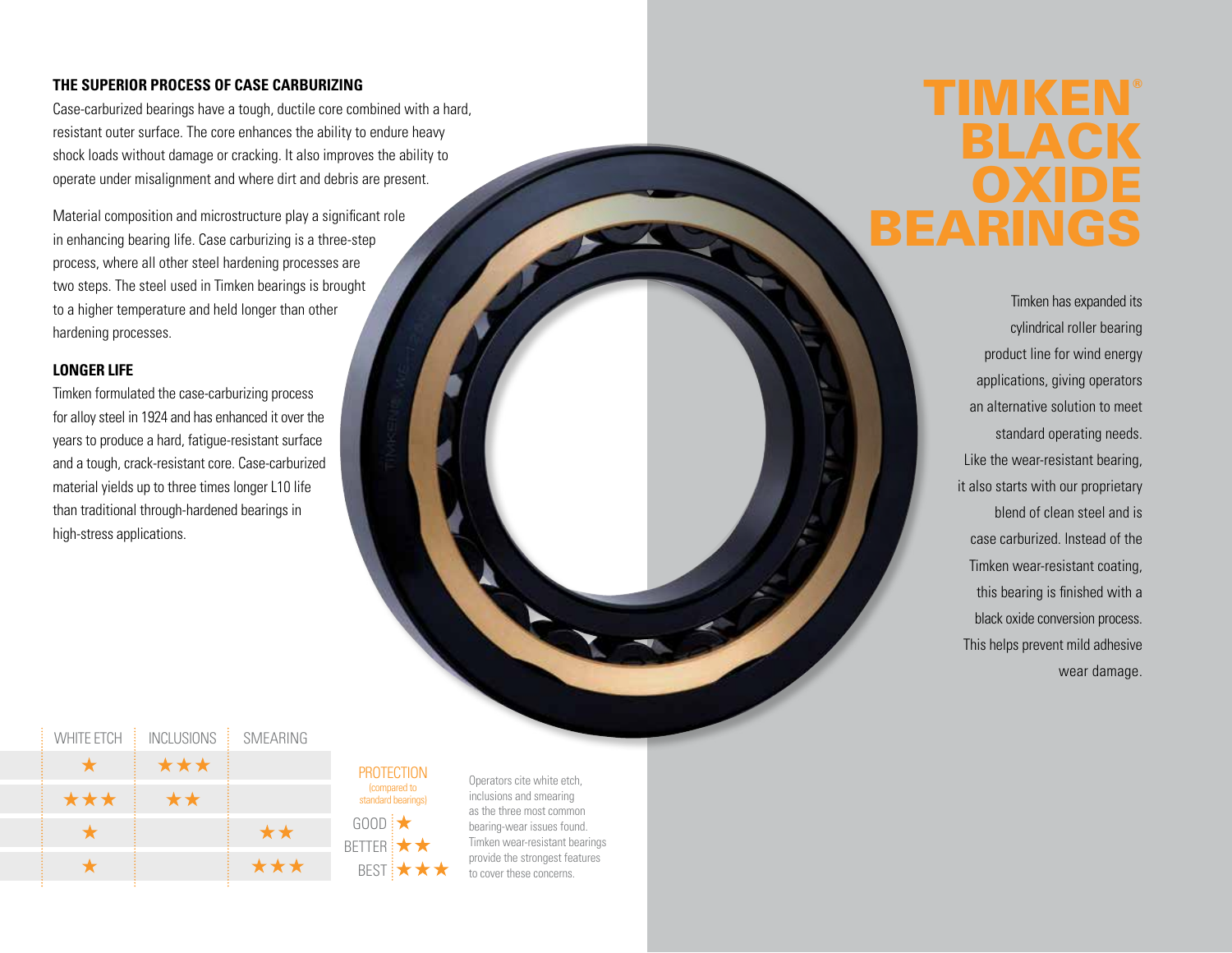### THE SUPERIOR PROCESS OF CASE CARBURIZING

Case-carburized bearings have a tough, ductile core combined with a hard, resistant outer surface. The core enhances the ability to endure heavy shock loads without damage or cracking. It also improves the ability to operate under misalignment and where dirt and debris are present.

Material composition and microstructure play a significant role in enhancing bearing life. Case carburizing is a three-step process, where all other steel hardening processes are two steps. The steel used in Timken bearings is brought to a higher temperature and held longer than other hardening processes.

### LONGER LIFE

Timken formulated the case-carburizing process for alloy steel in 1924 and has enhanced it over the years to produce a hard, fatigue-resistant surface and a tough, crack-resistant core. Case-carburized material yields up to three times longer L10 life than traditional through-hardened bearings in high-stress applications.

# TIMKEN® BLACK OXIDE BEARINGS

Timken has expanded its cylindrical roller bearing product line for wind energy applications, giving operators an alternative solution to meet standard operating needs. Like the wear-resistant bearing, it also starts with our proprietary blend of clean steel and is case carburized. Instead of the Timken wear-resistant coating, this bearing is finished with a black oxide conversion process. This helps prevent mild adhesive wear damage.

| WHITE ETCH | INCLUSIONS | SMEARING |
|---|---|---|
| ★ | ★★★ | |
| ★★★ | ★★ | |
| ★ | | ★★ |
| ★ | | ★★★ |

PROTECTION (compared to standard bearings)

GOOD ★
BETTER ★★
BEST ★★★

Operators cite white etch, inclusions and smearing as the three most common bearing-wear issues found. Timken wear-resistant bearings provide the strongest features to cover these concerns.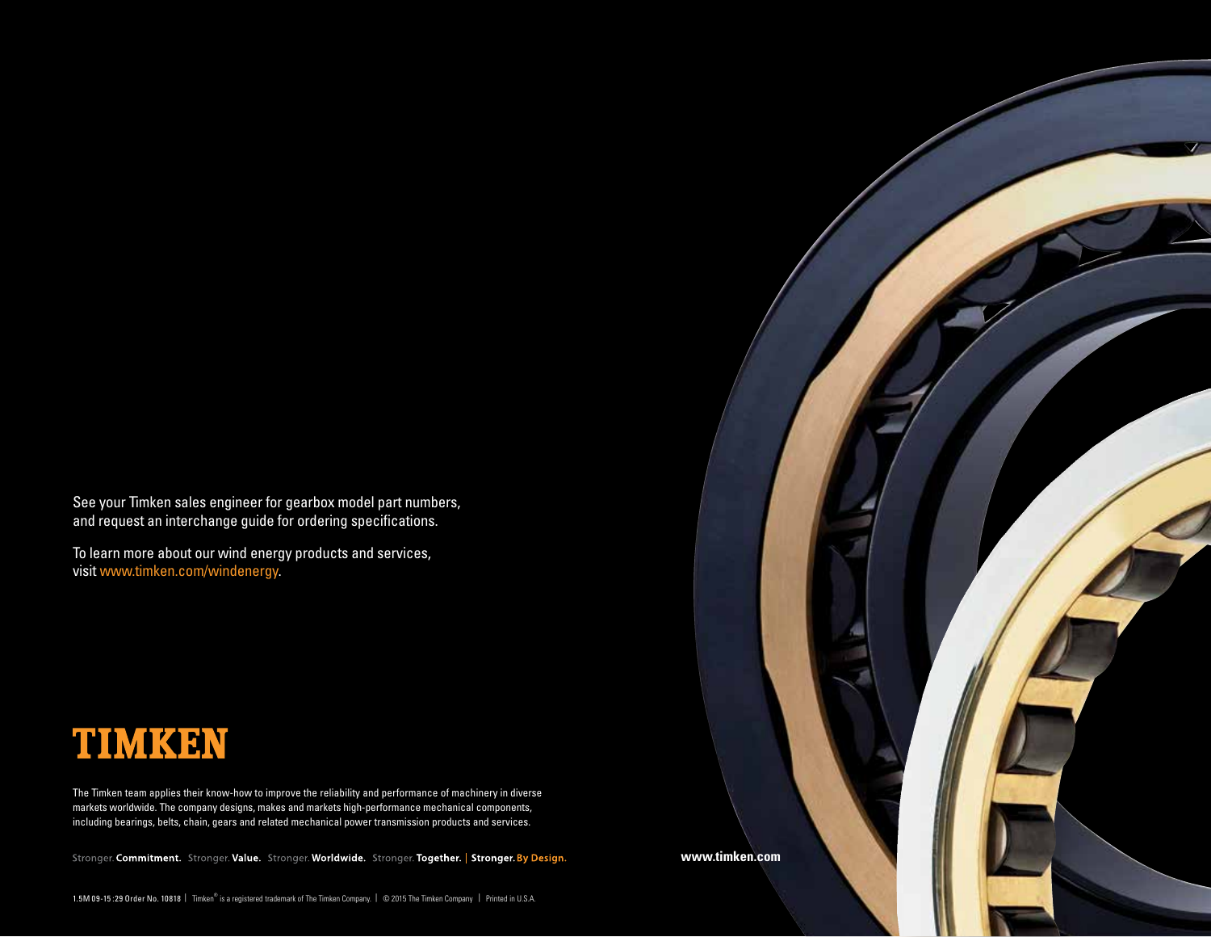See your Timken sales engineer for gearbox model part numbers, and request an interchange guide for ordering specifications.

To learn more about our wind energy products and services, visit www.timken.com/windenergy.

**TIMKEN**

The Timken team applies their know-how to improve the reliability and performance of machinery in diverse markets worldwide. The company designs, makes and markets high-performance mechanical components, including bearings, belts, chain, gears and related mechanical power transmission products and services.

Stronger. **Commitment.** Stronger. **Value.** Stronger. **Worldwide.** Stronger. **Together.** | **Stronger. By Design.**

**www.timken.com**

1.5M 09-15 :29 Order No. 10818 | Timken® is a registered trademark of The Timken Company. | © 2015 The Timken Company | Printed in U.S.A.